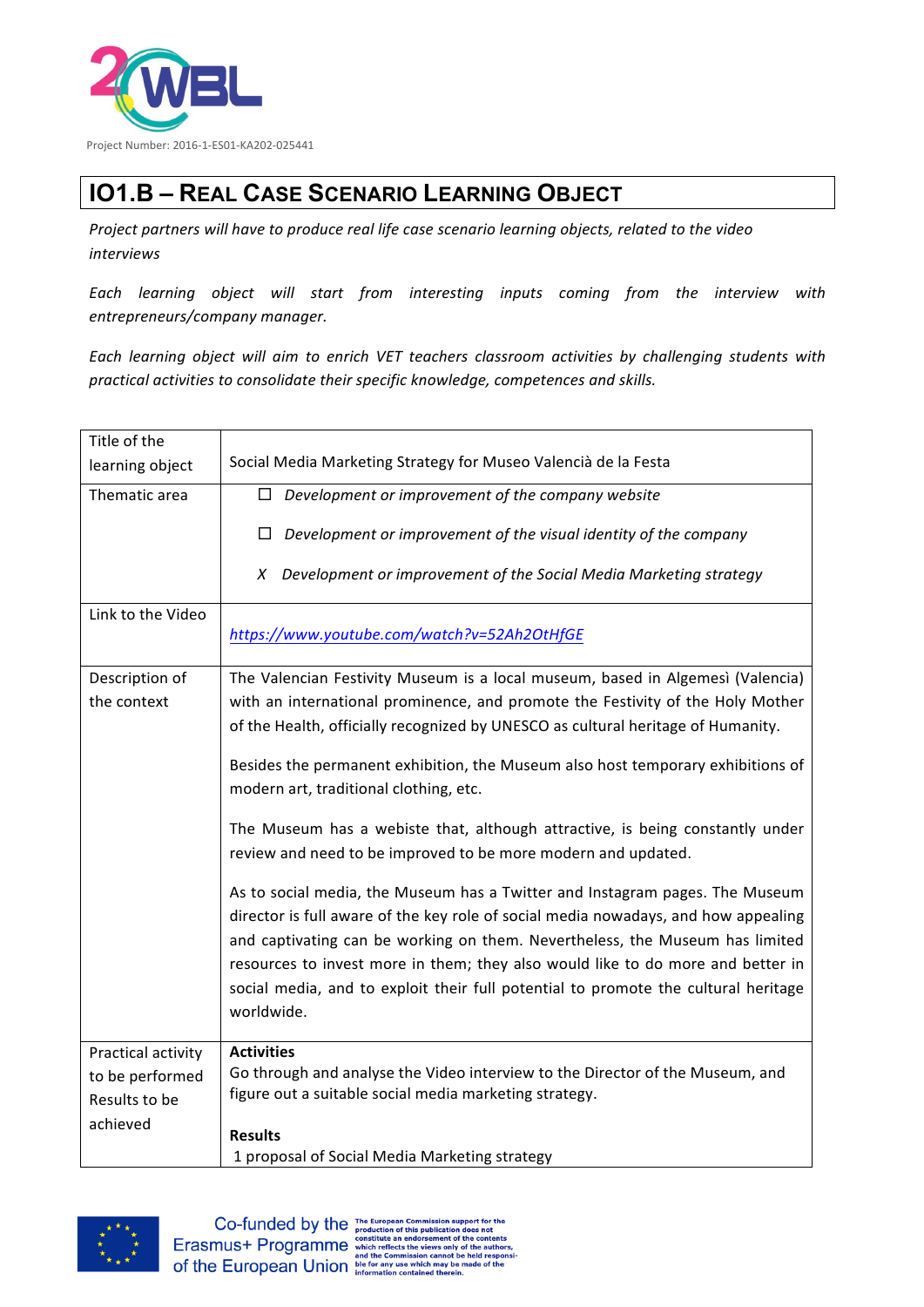Project Number: 2016-1-ES01-KA202-025441

# IO1.B – Real Case Scenario Learning Object

*Project partners will have to produce real life case scenario learning objects, related to the video interviews*

*Each learning object will start from interesting inputs coming from the interview with entrepreneurs/company manager.*

*Each learning object will aim to enrich VET teachers classroom activities by challenging students with practical activities to consolidate their specific knowledge, competences and skills.*

| Title of the learning object | Social Media Marketing Strategy for Museo Valencià de la Festa |
|---|---|
| Thematic area | ☐ *Development or improvement of the company website*<br><br>☐ *Development or improvement of the visual identity of the company*<br><br>*X Development or improvement of the Social Media Marketing strategy* |
| Link to the Video | https://www.youtube.com/watch?v=52Ah2OtHfGE |
| Description of the context | The Valencian Festivity Museum is a local museum, based in Algemesì (Valencia) with an international prominence, and promote the Festivity of the Holy Mother of the Health, officially recognized by UNESCO as cultural heritage of Humanity.<br><br>Besides the permanent exhibition, the Museum also host temporary exhibitions of modern art, traditional clothing, etc.<br><br>The Museum has a webiste that, although attractive, is being constantly under review and need to be improved to be more modern and updated.<br><br>As to social media, the Museum has a Twitter and Instagram pages. The Museum director is full aware of the key role of social media nowadays, and how appealing and captivating can be working on them. Nevertheless, the Museum has limited resources to invest more in them; they also would like to do more and better in social media, and to exploit their full potential to promote the cultural heritage worldwide. |
| Practical activity to be performed Results to be achieved | **Activities**<br>Go through and analyse the Video interview to the Director of the Museum, and figure out a suitable social media marketing strategy.<br><br>**Results**<br>1 proposal of Social Media Marketing strategy |

Co-funded by the Erasmus+ Programme of the European Union

The European Commission support for the production of this publication does not constitute an endorsement of the contents which reflects the views only of the authors, and the Commission cannot be held responsible for any use which may be made of the information contained therein.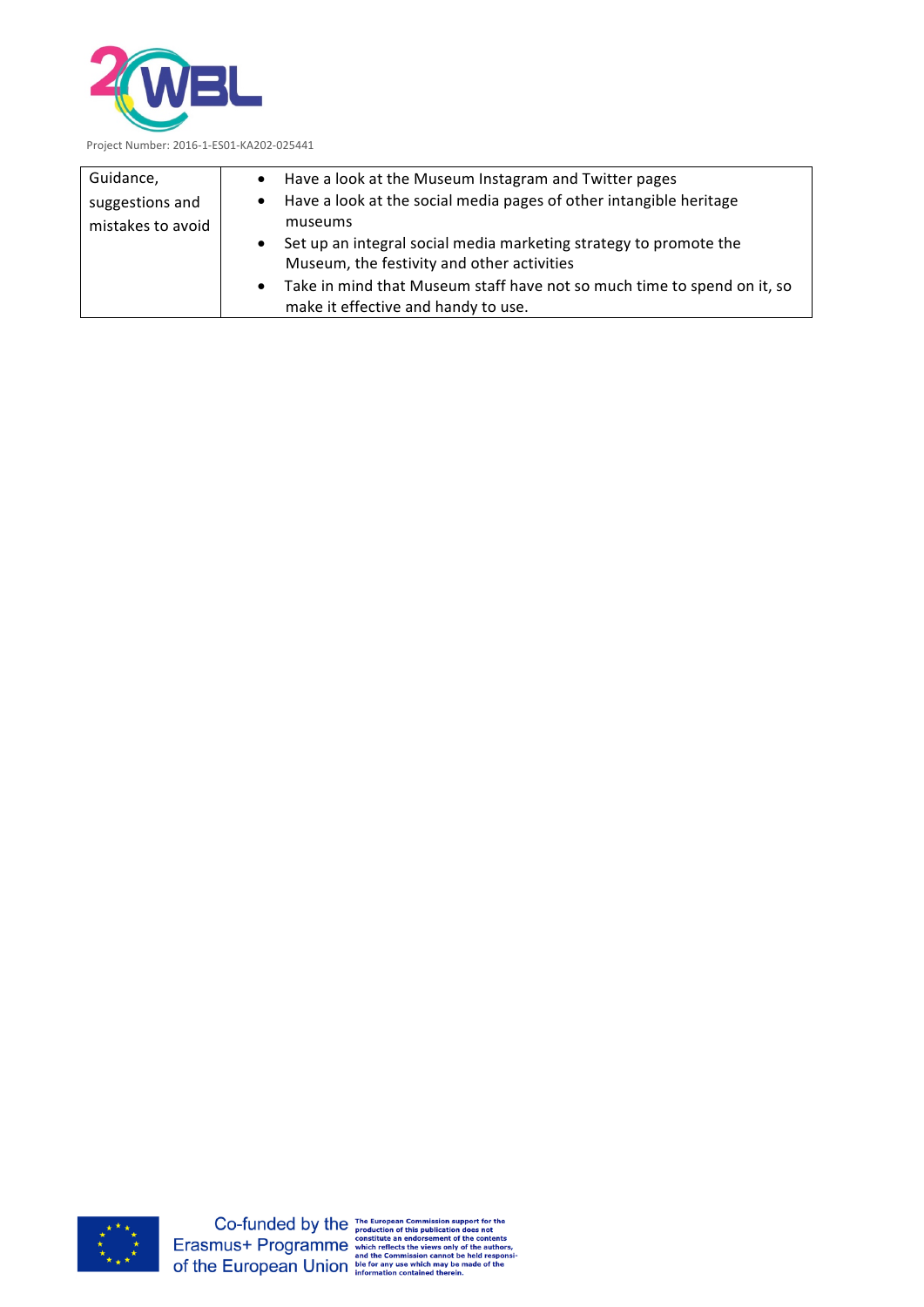| | |
|---|---|
| Guidance, suggestions and mistakes to avoid | • Have a look at the Museum Instagram and Twitter pages<br>• Have a look at the social media pages of other intangible heritage museums<br>• Set up an integral social media marketing strategy to promote the Museum, the festivity and other activities<br>• Take in mind that Museum staff have not so much time to spend on it, so make it effective and handy to use. |